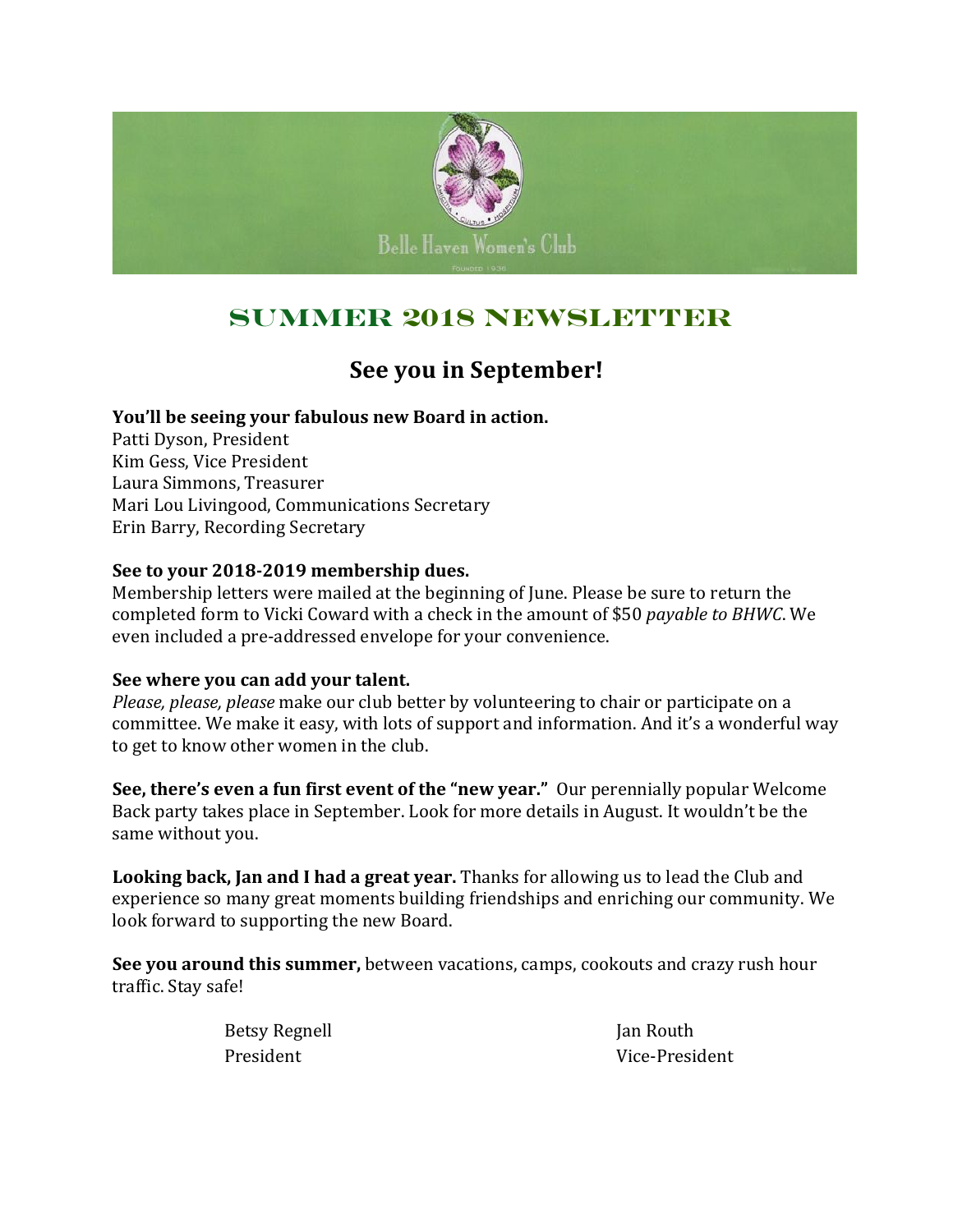Belle Haven Women's Club

# SUMMER 2018 NEWSLETTER

## See you in September!

**You'll be seeing your fabulous new Board in action.**
Patti Dyson, President
Kim Gess, Vice President
Laura Simmons, Treasurer
Mari Lou Livingood, Communications Secretary
Erin Barry, Recording Secretary

**See to your 2018-2019 membership dues.**
Membership letters were mailed at the beginning of June. Please be sure to return the completed form to Vicki Coward with a check in the amount of $50 *payable to BHWC*. We even included a pre-addressed envelope for your convenience.

**See where you can add your talent.**
*Please, please, please* make our club better by volunteering to chair or participate on a committee. We make it easy, with lots of support and information. And it's a wonderful way to get to know other women in the club.

**See, there's even a fun first event of the "new year."** Our perennially popular Welcome Back party takes place in September. Look for more details in August. It wouldn't be the same without you.

**Looking back, Jan and I had a great year.** Thanks for allowing us to lead the Club and experience so many great moments building friendships and enriching our community. We look forward to supporting the new Board.

**See you around this summer,** between vacations, camps, cookouts and crazy rush hour traffic. Stay safe!

Betsy Regnell
President

Jan Routh
Vice-President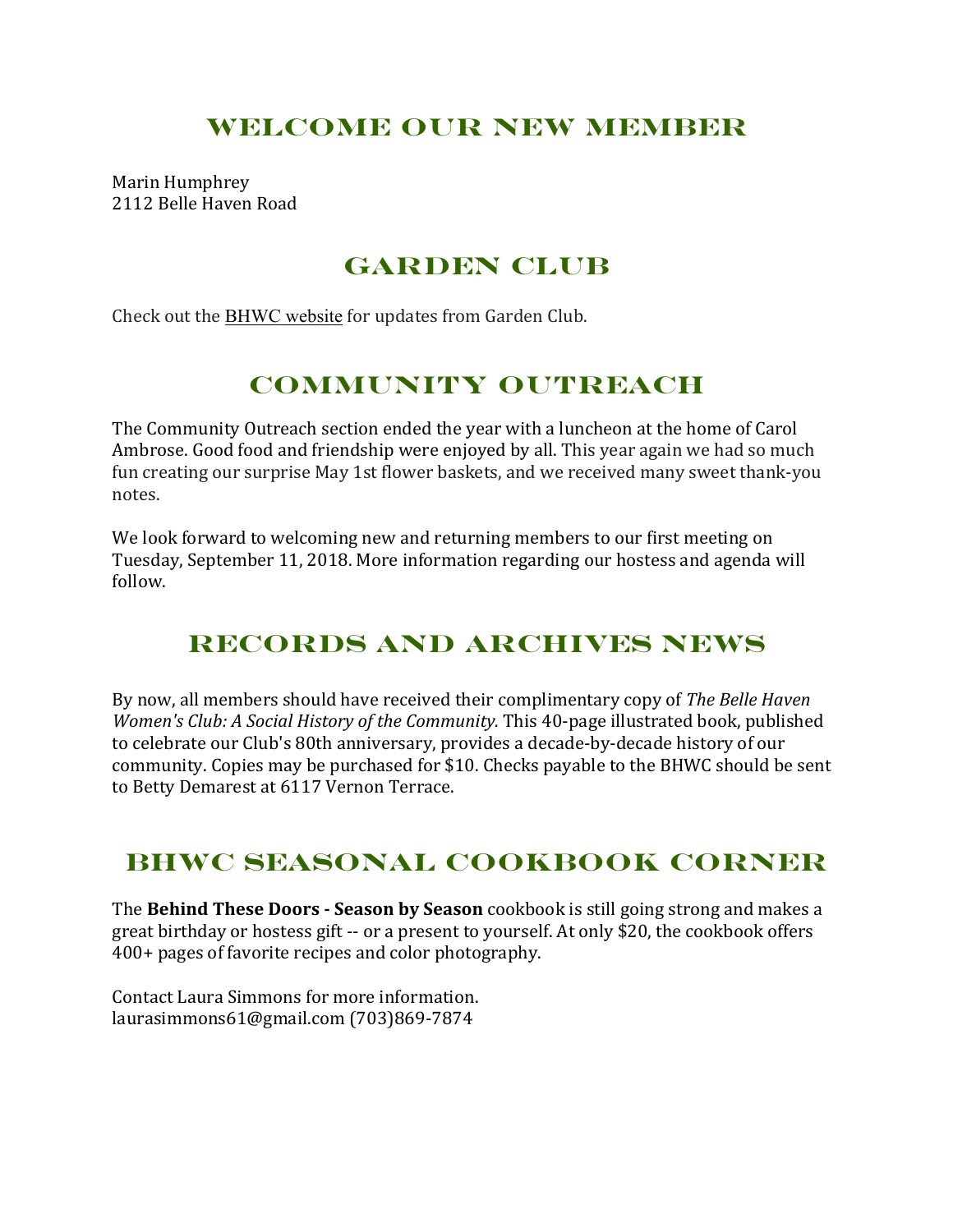# WELCOME OUR NEW MEMBER

Marin Humphrey
2112 Belle Haven Road

# GARDEN CLUB

Check out the BHWC website for updates from Garden Club.

# COMMUNITY OUTREACH

The Community Outreach section ended the year with a luncheon at the home of Carol Ambrose. Good food and friendship were enjoyed by all. This year again we had so much fun creating our surprise May 1st flower baskets, and we received many sweet thank-you notes.

We look forward to welcoming new and returning members to our first meeting on Tuesday, September 11, 2018. More information regarding our hostess and agenda will follow.

# RECORDS AND ARCHIVES NEWS

By now, all members should have received their complimentary copy of *The Belle Haven Women's Club: A Social History of the Community.* This 40-page illustrated book, published to celebrate our Club's 80th anniversary, provides a decade-by-decade history of our community. Copies may be purchased for $10. Checks payable to the BHWC should be sent to Betty Demarest at 6117 Vernon Terrace.

# BHWC SEASONAL COOKBOOK CORNER

The **Behind These Doors - Season by Season** cookbook is still going strong and makes a great birthday or hostess gift -- or a present to yourself. At only $20, the cookbook offers 400+ pages of favorite recipes and color photography.

Contact Laura Simmons for more information.
laurasimmons61@gmail.com (703)869-7874